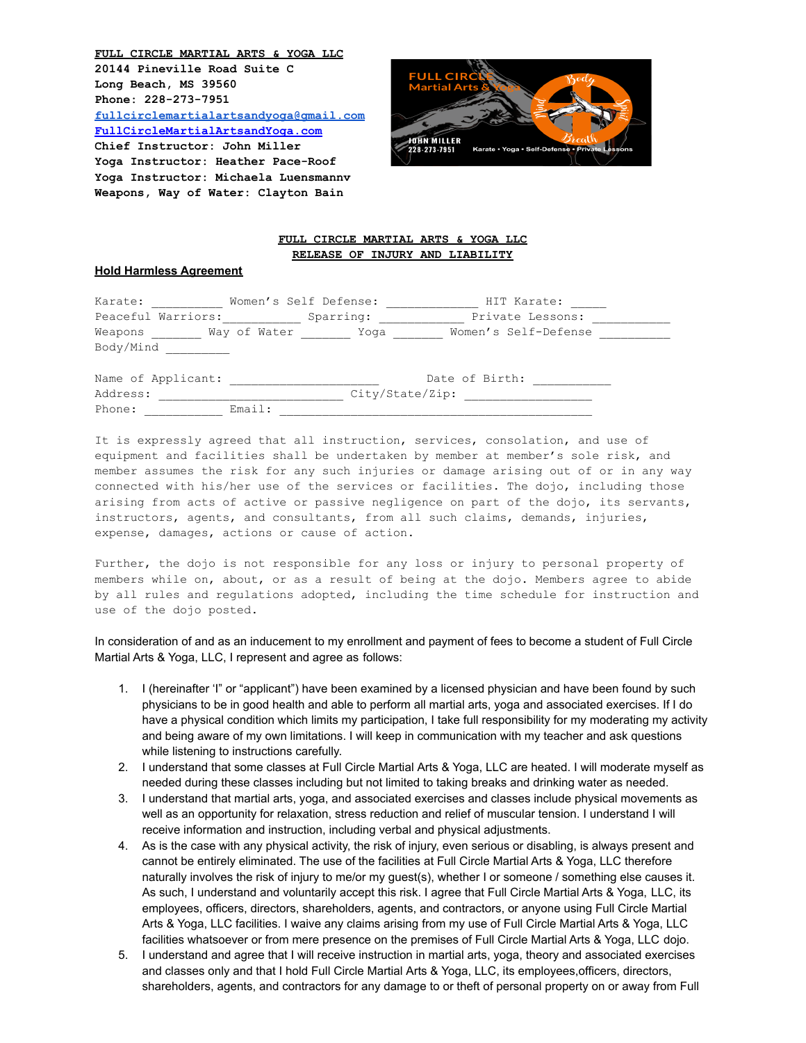**FULL CIRCLE MARTIAL ARTS & YOGA LLC**
**20144 Pineville Road Suite C**
**Long Beach, MS 39560**
**Phone: 228-273-7951**
**fullcirclemartialartsandyoga@gmail.com**
**FullCircleMartialArtsandYoga.com**
**Chief Instructor: John Miller**
**Yoga Instructor: Heather Pace-Roof**
**Yoga Instructor: Michaela Luensmannv**
**Weapons, Way of Water: Clayton Bain**

FULL CIRCLE Martial Arts & Yoga

Body Mind Spirit Breath

JOHN MILLER
228-273-7951

Karate • Yoga • Self-Defense • Private Lessons

## FULL CIRCLE MARTIAL ARTS & YOGA LLC
## RELEASE OF INJURY AND LIABILITY

### Hold Harmless Agreement

Karate: __________ Women's Self Defense: _____________ HIT Karate: _____
Peaceful Warriors:___________ Sparring: ____________ Private Lessons: ___________
Weapons _______ Way of Water _______ Yoga _______ Women's Self-Defense __________
Body/Mind _________

Name of Applicant: ______________________ Date of Birth: ___________
Address: ___________________________ City/State/Zip: ___________________
Phone: ___________ Email: ______________________________________________

It is expressly agreed that all instruction, services, consolation, and use of equipment and facilities shall be undertaken by member at member's sole risk, and member assumes the risk for any such injuries or damage arising out of or in any way connected with his/her use of the services or facilities. The dojo, including those arising from acts of active or passive negligence on part of the dojo, its servants, instructors, agents, and consultants, from all such claims, demands, injuries, expense, damages, actions or cause of action.

Further, the dojo is not responsible for any loss or injury to personal property of members while on, about, or as a result of being at the dojo. Members agree to abide by all rules and regulations adopted, including the time schedule for instruction and use of the dojo posted.

In consideration of and as an inducement to my enrollment and payment of fees to become a student of Full Circle Martial Arts & Yoga, LLC, I represent and agree as follows:

1. I (hereinafter 'I" or "applicant") have been examined by a licensed physician and have been found by such physicians to be in good health and able to perform all martial arts, yoga and associated exercises. If I do have a physical condition which limits my participation, I take full responsibility for my moderating my activity and being aware of my own limitations. I will keep in communication with my teacher and ask questions while listening to instructions carefully.
2. I understand that some classes at Full Circle Martial Arts & Yoga, LLC are heated. I will moderate myself as needed during these classes including but not limited to taking breaks and drinking water as needed.
3. I understand that martial arts, yoga, and associated exercises and classes include physical movements as well as an opportunity for relaxation, stress reduction and relief of muscular tension. I understand I will receive information and instruction, including verbal and physical adjustments.
4. As is the case with any physical activity, the risk of injury, even serious or disabling, is always present and cannot be entirely eliminated. The use of the facilities at Full Circle Martial Arts & Yoga, LLC therefore naturally involves the risk of injury to me/or my guest(s), whether I or someone / something else causes it. As such, I understand and voluntarily accept this risk. I agree that Full Circle Martial Arts & Yoga, LLC, its employees, officers, directors, shareholders, agents, and contractors, or anyone using Full Circle Martial Arts & Yoga, LLC facilities. I waive any claims arising from my use of Full Circle Martial Arts & Yoga, LLC facilities whatsoever or from mere presence on the premises of Full Circle Martial Arts & Yoga, LLC dojo.
5. I understand and agree that I will receive instruction in martial arts, yoga, theory and associated exercises and classes only and that I hold Full Circle Martial Arts & Yoga, LLC, its employees,officers, directors, shareholders, agents, and contractors for any damage to or theft of personal property on or away from Full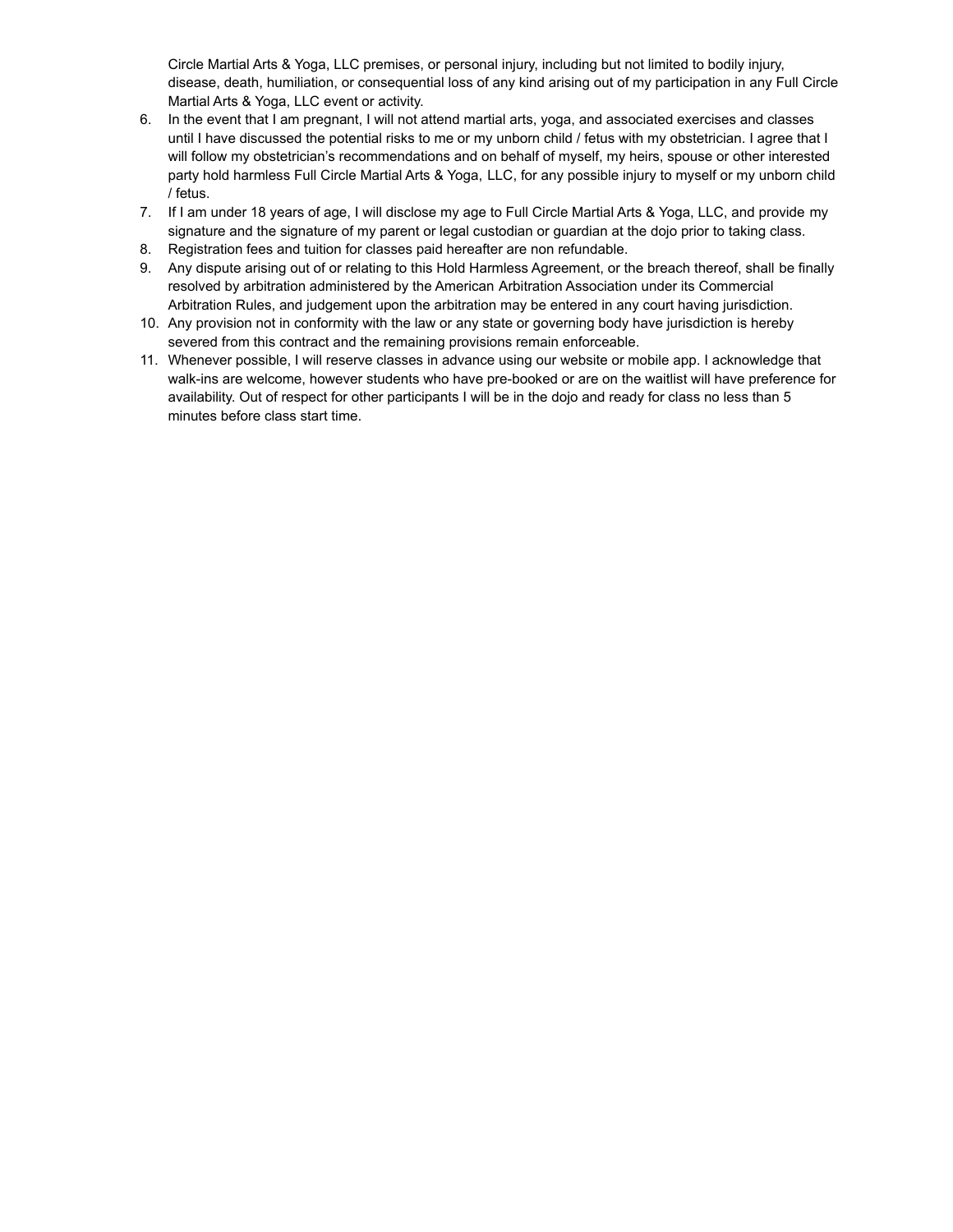Circle Martial Arts & Yoga, LLC premises, or personal injury, including but not limited to bodily injury, disease, death, humiliation, or consequential loss of any kind arising out of my participation in any Full Circle Martial Arts & Yoga, LLC event or activity.

6. In the event that I am pregnant, I will not attend martial arts, yoga, and associated exercises and classes until I have discussed the potential risks to me or my unborn child / fetus with my obstetrician. I agree that I will follow my obstetrician's recommendations and on behalf of myself, my heirs, spouse or other interested party hold harmless Full Circle Martial Arts & Yoga, LLC, for any possible injury to myself or my unborn child / fetus.
7. If I am under 18 years of age, I will disclose my age to Full Circle Martial Arts & Yoga, LLC, and provide my signature and the signature of my parent or legal custodian or guardian at the dojo prior to taking class.
8. Registration fees and tuition for classes paid hereafter are non refundable.
9. Any dispute arising out of or relating to this Hold Harmless Agreement, or the breach thereof, shall be finally resolved by arbitration administered by the American Arbitration Association under its Commercial Arbitration Rules, and judgement upon the arbitration may be entered in any court having jurisdiction.
10. Any provision not in conformity with the law or any state or governing body have jurisdiction is hereby severed from this contract and the remaining provisions remain enforceable.
11. Whenever possible, I will reserve classes in advance using our website or mobile app. I acknowledge that walk-ins are welcome, however students who have pre-booked or are on the waitlist will have preference for availability. Out of respect for other participants I will be in the dojo and ready for class no less than 5 minutes before class start time.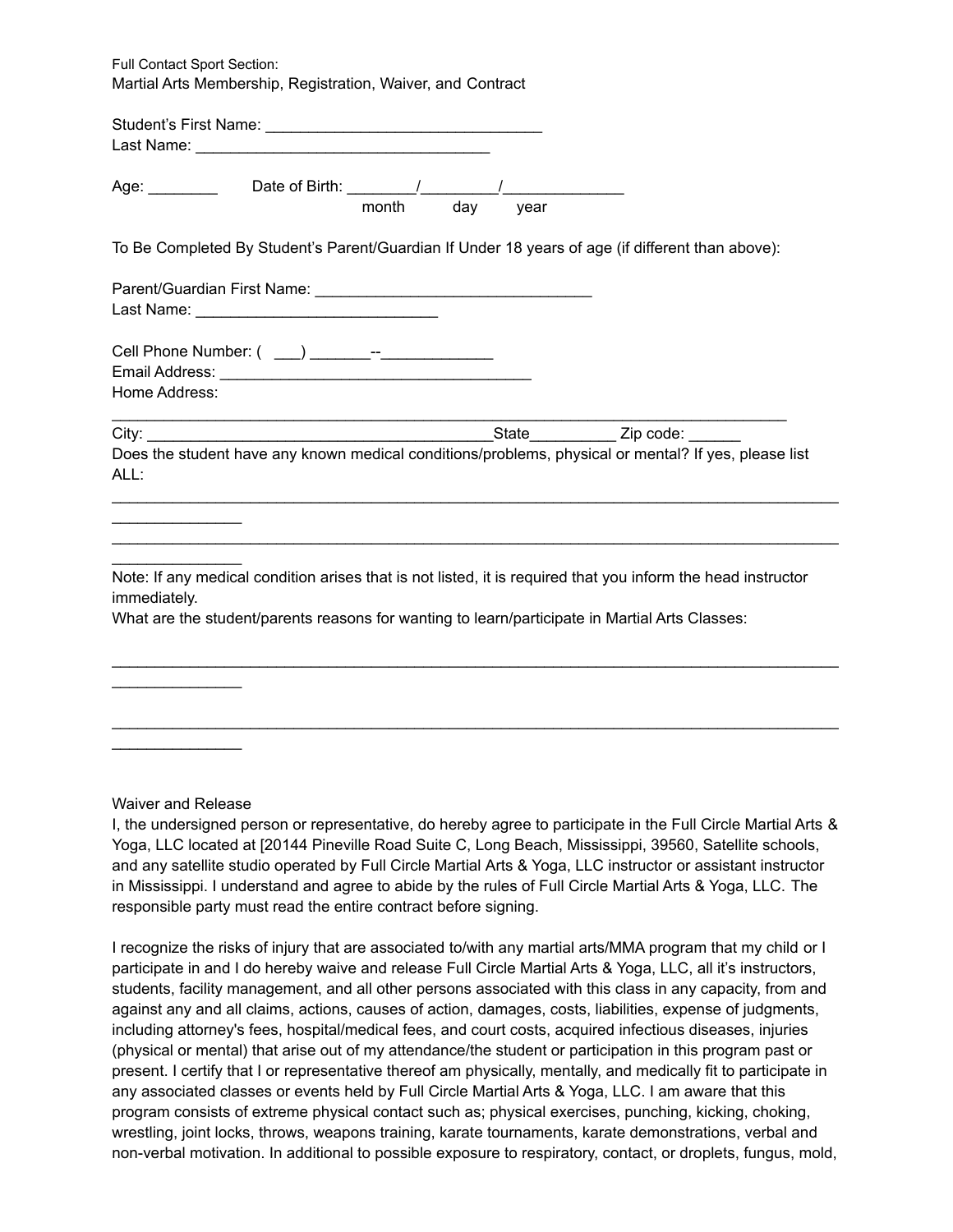Full Contact Sport Section:

Martial Arts Membership, Registration, Waiver, and Contract

Student's First Name: ________________________________

Last Name: __________________________________

Age: ________ Date of Birth: ________/_________/______________
month day year

To Be Completed By Student's Parent/Guardian If Under 18 years of age (if different than above):

Parent/Guardian First Name: _______________________________

Last Name: ____________________________

Cell Phone Number: ( ___) _______--_____________

Email Address: ____________________________________

Home Address:

_______________________________________________________________________________

City: ________________________________________State__________ Zip code: ______

Does the student have any known medical conditions/problems, physical or mental? If yes, please list ALL:

_____________________________________________________________________________________________

_____________________________________________________________________________________________

Note: If any medical condition arises that is not listed, it is required that you inform the head instructor immediately.

What are the student/parents reasons for wanting to learn/participate in Martial Arts Classes:

_____________________________________________________________________________________________

_____________________________________________________________________________________________

Waiver and Release

I, the undersigned person or representative, do hereby agree to participate in the Full Circle Martial Arts & Yoga, LLC located at [20144 Pineville Road Suite C, Long Beach, Mississippi, 39560, Satellite schools, and any satellite studio operated by Full Circle Martial Arts & Yoga, LLC instructor or assistant instructor in Mississippi. I understand and agree to abide by the rules of Full Circle Martial Arts & Yoga, LLC. The responsible party must read the entire contract before signing.

I recognize the risks of injury that are associated to/with any martial arts/MMA program that my child or I participate in and I do hereby waive and release Full Circle Martial Arts & Yoga, LLC, all it's instructors, students, facility management, and all other persons associated with this class in any capacity, from and against any and all claims, actions, causes of action, damages, costs, liabilities, expense of judgments, including attorney's fees, hospital/medical fees, and court costs, acquired infectious diseases, injuries (physical or mental) that arise out of my attendance/the student or participation in this program past or present. I certify that I or representative thereof am physically, mentally, and medically fit to participate in any associated classes or events held by Full Circle Martial Arts & Yoga, LLC. I am aware that this program consists of extreme physical contact such as; physical exercises, punching, kicking, choking, wrestling, joint locks, throws, weapons training, karate tournaments, karate demonstrations, verbal and non-verbal motivation. In additional to possible exposure to respiratory, contact, or droplets, fungus, mold,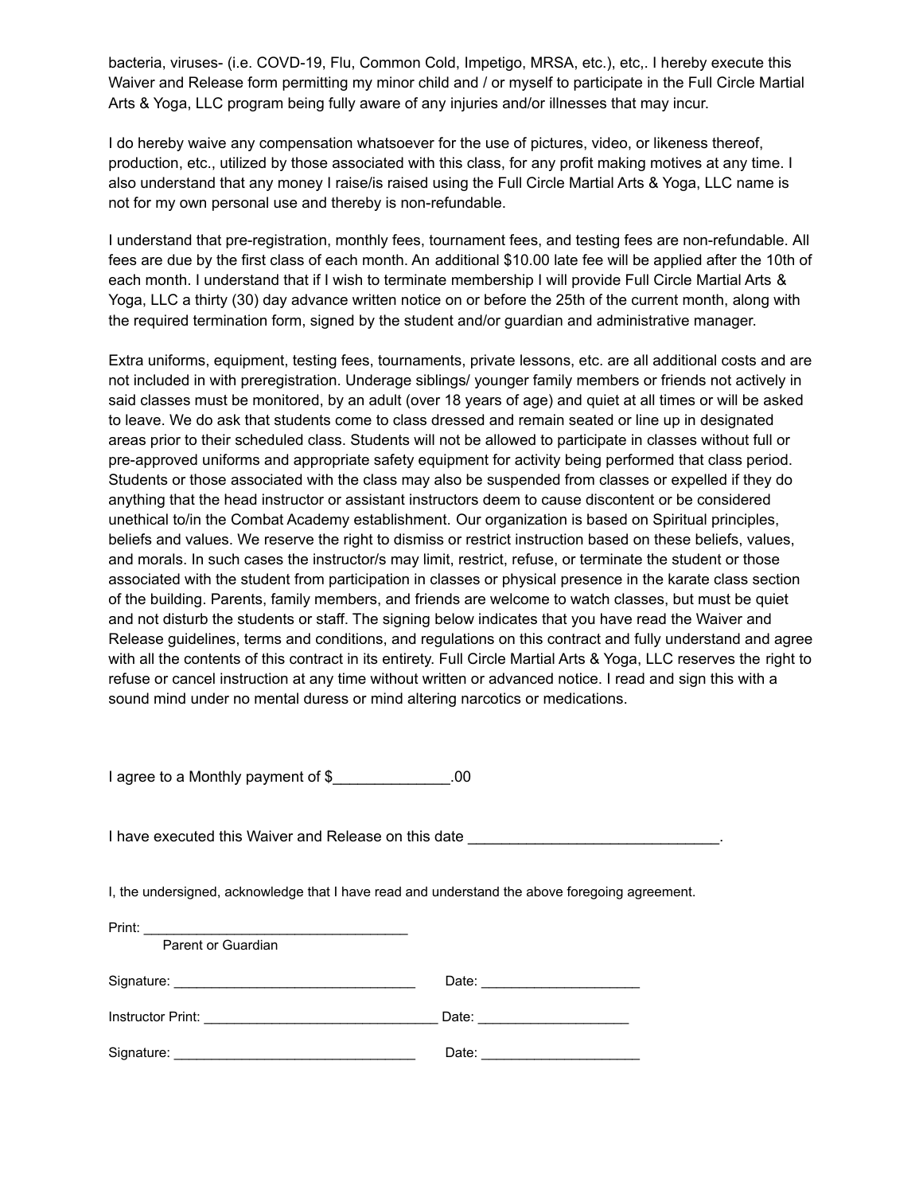bacteria, viruses- (i.e. COVD-19, Flu, Common Cold, Impetigo, MRSA, etc.), etc,. I hereby execute this Waiver and Release form permitting my minor child and / or myself to participate in the Full Circle Martial Arts & Yoga, LLC program being fully aware of any injuries and/or illnesses that may incur.

I do hereby waive any compensation whatsoever for the use of pictures, video, or likeness thereof, production, etc., utilized by those associated with this class, for any profit making motives at any time. I also understand that any money I raise/is raised using the Full Circle Martial Arts & Yoga, LLC name is not for my own personal use and thereby is non-refundable.

I understand that pre-registration, monthly fees, tournament fees, and testing fees are non-refundable. All fees are due by the first class of each month. An additional $10.00 late fee will be applied after the 10th of each month. I understand that if I wish to terminate membership I will provide Full Circle Martial Arts & Yoga, LLC a thirty (30) day advance written notice on or before the 25th of the current month, along with the required termination form, signed by the student and/or guardian and administrative manager.

Extra uniforms, equipment, testing fees, tournaments, private lessons, etc. are all additional costs and are not included in with preregistration. Underage siblings/ younger family members or friends not actively in said classes must be monitored, by an adult (over 18 years of age) and quiet at all times or will be asked to leave. We do ask that students come to class dressed and remain seated or line up in designated areas prior to their scheduled class. Students will not be allowed to participate in classes without full or pre-approved uniforms and appropriate safety equipment for activity being performed that class period. Students or those associated with the class may also be suspended from classes or expelled if they do anything that the head instructor or assistant instructors deem to cause discontent or be considered unethical to/in the Combat Academy establishment. Our organization is based on Spiritual principles, beliefs and values. We reserve the right to dismiss or restrict instruction based on these beliefs, values, and morals. In such cases the instructor/s may limit, restrict, refuse, or terminate the student or those associated with the student from participation in classes or physical presence in the karate class section of the building. Parents, family members, and friends are welcome to watch classes, but must be quiet and not disturb the students or staff. The signing below indicates that you have read the Waiver and Release guidelines, terms and conditions, and regulations on this contract and fully understand and agree with all the contents of this contract in its entirety. Full Circle Martial Arts & Yoga, LLC reserves the right to refuse or cancel instruction at any time without written or advanced notice. I read and sign this with a sound mind under no mental duress or mind altering narcotics or medications.

I agree to a Monthly payment of $______________.00

I have executed this Waiver and Release on this date ______________________________.

I, the undersigned, acknowledge that I have read and understand the above foregoing agreement.

Print: __________________________________
Parent or Guardian

Signature: _______________________________ Date: ____________________

Instructor Print: ______________________________ Date: ___________________

Signature: _______________________________ Date: ____________________